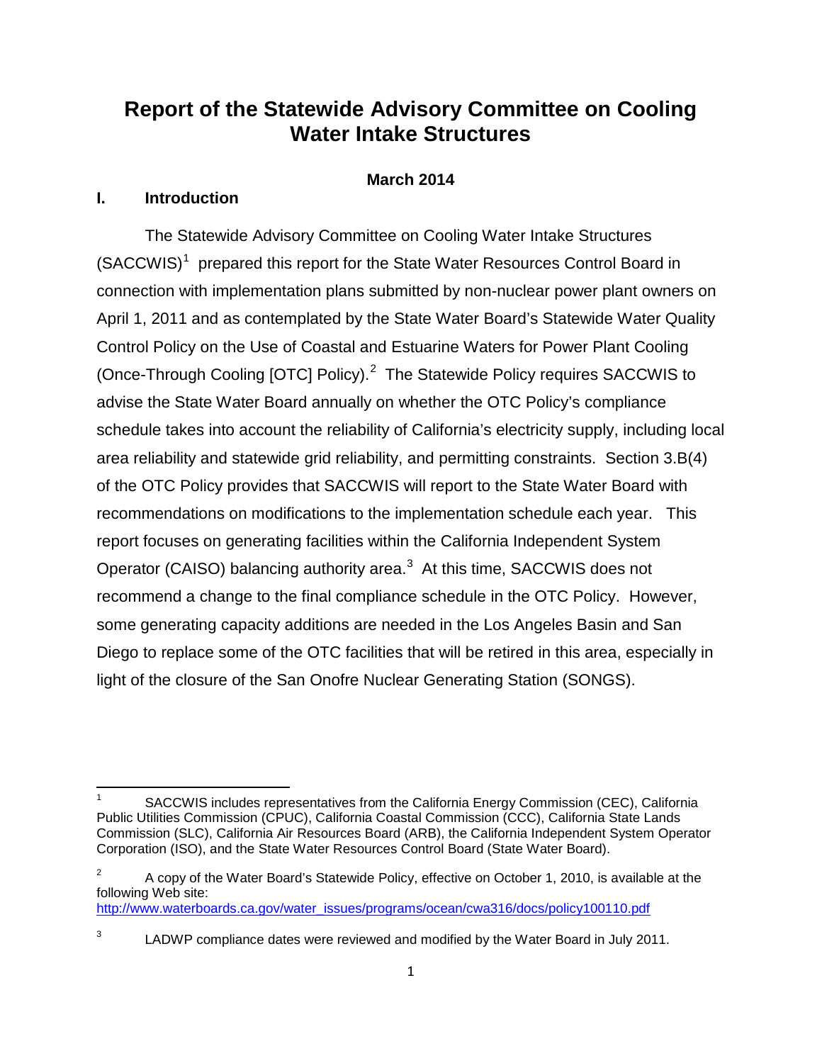# Report of the Statewide Advisory Committee on Cooling Water Intake Structures

**March 2014**

## I. Introduction

The Statewide Advisory Committee on Cooling Water Intake Structures (SACCWIS)[1] prepared this report for the State Water Resources Control Board in connection with implementation plans submitted by non-nuclear power plant owners on April 1, 2011 and as contemplated by the State Water Board's Statewide Water Quality Control Policy on the Use of Coastal and Estuarine Waters for Power Plant Cooling (Once-Through Cooling [OTC] Policy).[2] The Statewide Policy requires SACCWIS to advise the State Water Board annually on whether the OTC Policy's compliance schedule takes into account the reliability of California's electricity supply, including local area reliability and statewide grid reliability, and permitting constraints. Section 3.B(4) of the OTC Policy provides that SACCWIS will report to the State Water Board with recommendations on modifications to the implementation schedule each year. This report focuses on generating facilities within the California Independent System Operator (CAISO) balancing authority area.[3] At this time, SACCWIS does not recommend a change to the final compliance schedule in the OTC Policy. However, some generating capacity additions are needed in the Los Angeles Basin and San Diego to replace some of the OTC facilities that will be retired in this area, especially in light of the closure of the San Onofre Nuclear Generating Station (SONGS).

---

[1] SACCWIS includes representatives from the California Energy Commission (CEC), California Public Utilities Commission (CPUC), California Coastal Commission (CCC), California State Lands Commission (SLC), California Air Resources Board (ARB), the California Independent System Operator Corporation (ISO), and the State Water Resources Control Board (State Water Board).

[2] A copy of the Water Board's Statewide Policy, effective on October 1, 2010, is available at the following Web site: http://www.waterboards.ca.gov/water_issues/programs/ocean/cwa316/docs/policy100110.pdf

[3] LADWP compliance dates were reviewed and modified by the Water Board in July 2011.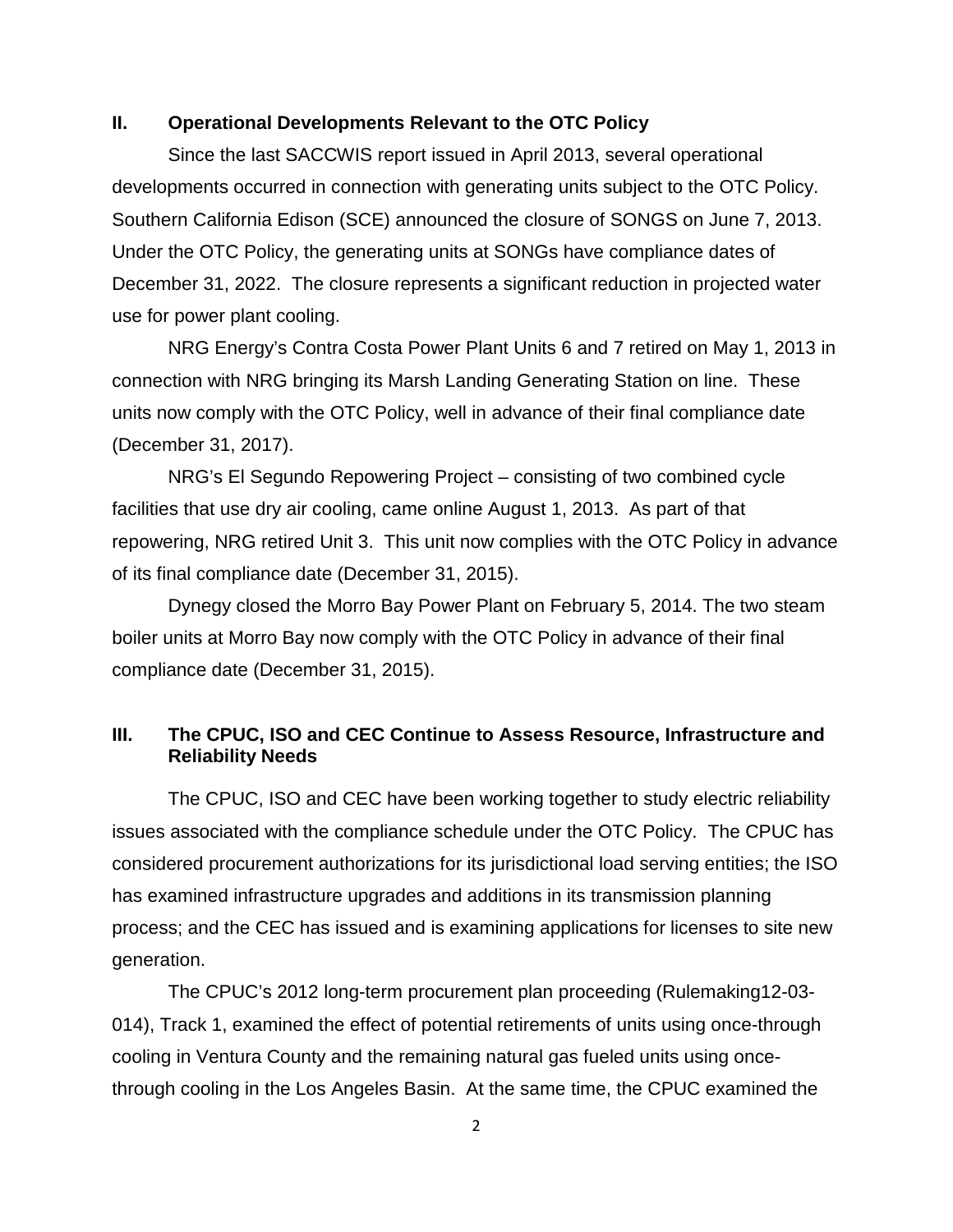## II. Operational Developments Relevant to the OTC Policy

Since the last SACCWIS report issued in April 2013, several operational developments occurred in connection with generating units subject to the OTC Policy. Southern California Edison (SCE) announced the closure of SONGS on June 7, 2013. Under the OTC Policy, the generating units at SONGs have compliance dates of December 31, 2022. The closure represents a significant reduction in projected water use for power plant cooling.

NRG Energy's Contra Costa Power Plant Units 6 and 7 retired on May 1, 2013 in connection with NRG bringing its Marsh Landing Generating Station on line. These units now comply with the OTC Policy, well in advance of their final compliance date (December 31, 2017).

NRG's El Segundo Repowering Project – consisting of two combined cycle facilities that use dry air cooling, came online August 1, 2013. As part of that repowering, NRG retired Unit 3. This unit now complies with the OTC Policy in advance of its final compliance date (December 31, 2015).

Dynegy closed the Morro Bay Power Plant on February 5, 2014. The two steam boiler units at Morro Bay now comply with the OTC Policy in advance of their final compliance date (December 31, 2015).

## III. The CPUC, ISO and CEC Continue to Assess Resource, Infrastructure and Reliability Needs

The CPUC, ISO and CEC have been working together to study electric reliability issues associated with the compliance schedule under the OTC Policy. The CPUC has considered procurement authorizations for its jurisdictional load serving entities; the ISO has examined infrastructure upgrades and additions in its transmission planning process; and the CEC has issued and is examining applications for licenses to site new generation.

The CPUC's 2012 long-term procurement plan proceeding (Rulemaking12-03-014), Track 1, examined the effect of potential retirements of units using once-through cooling in Ventura County and the remaining natural gas fueled units using once-through cooling in the Los Angeles Basin. At the same time, the CPUC examined the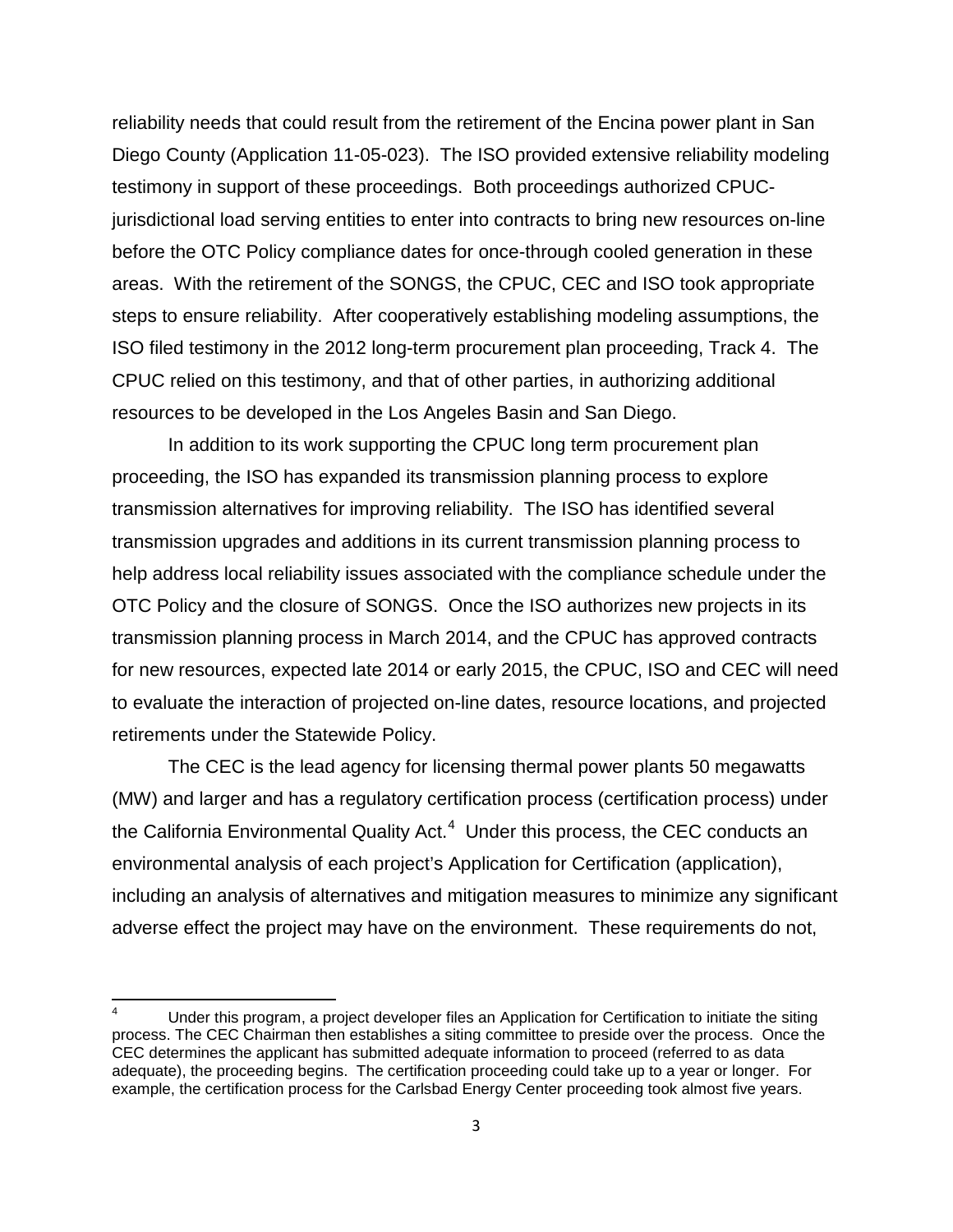reliability needs that could result from the retirement of the Encina power plant in San Diego County (Application 11-05-023). The ISO provided extensive reliability modeling testimony in support of these proceedings. Both proceedings authorized CPUC-jurisdictional load serving entities to enter into contracts to bring new resources on-line before the OTC Policy compliance dates for once-through cooled generation in these areas. With the retirement of the SONGS, the CPUC, CEC and ISO took appropriate steps to ensure reliability. After cooperatively establishing modeling assumptions, the ISO filed testimony in the 2012 long-term procurement plan proceeding, Track 4. The CPUC relied on this testimony, and that of other parties, in authorizing additional resources to be developed in the Los Angeles Basin and San Diego.

In addition to its work supporting the CPUC long term procurement plan proceeding, the ISO has expanded its transmission planning process to explore transmission alternatives for improving reliability. The ISO has identified several transmission upgrades and additions in its current transmission planning process to help address local reliability issues associated with the compliance schedule under the OTC Policy and the closure of SONGS. Once the ISO authorizes new projects in its transmission planning process in March 2014, and the CPUC has approved contracts for new resources, expected late 2014 or early 2015, the CPUC, ISO and CEC will need to evaluate the interaction of projected on-line dates, resource locations, and projected retirements under the Statewide Policy.

The CEC is the lead agency for licensing thermal power plants 50 megawatts (MW) and larger and has a regulatory certification process (certification process) under the California Environmental Quality Act.[4] Under this process, the CEC conducts an environmental analysis of each project's Application for Certification (application), including an analysis of alternatives and mitigation measures to minimize any significant adverse effect the project may have on the environment. These requirements do not,

---

[4] Under this program, a project developer files an Application for Certification to initiate the siting process. The CEC Chairman then establishes a siting committee to preside over the process. Once the CEC determines the applicant has submitted adequate information to proceed (referred to as data adequate), the proceeding begins. The certification proceeding could take up to a year or longer. For example, the certification process for the Carlsbad Energy Center proceeding took almost five years.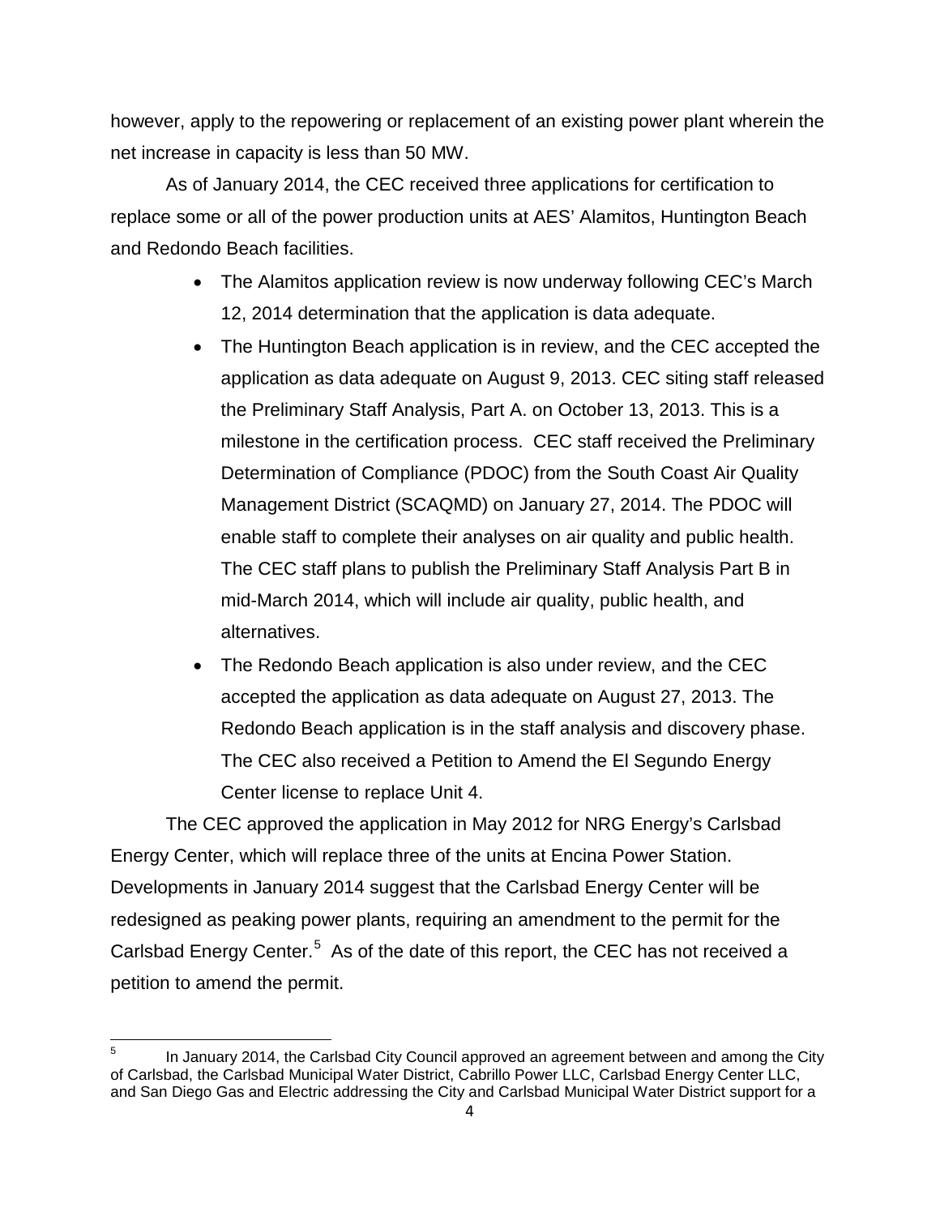however, apply to the repowering or replacement of an existing power plant wherein the net increase in capacity is less than 50 MW.

As of January 2014, the CEC received three applications for certification to replace some or all of the power production units at AES' Alamitos, Huntington Beach and Redondo Beach facilities.

- The Alamitos application review is now underway following CEC's March 12, 2014 determination that the application is data adequate.
- The Huntington Beach application is in review, and the CEC accepted the application as data adequate on August 9, 2013. CEC siting staff released the Preliminary Staff Analysis, Part A. on October 13, 2013. This is a milestone in the certification process. CEC staff received the Preliminary Determination of Compliance (PDOC) from the South Coast Air Quality Management District (SCAQMD) on January 27, 2014. The PDOC will enable staff to complete their analyses on air quality and public health. The CEC staff plans to publish the Preliminary Staff Analysis Part B in mid-March 2014, which will include air quality, public health, and alternatives.
- The Redondo Beach application is also under review, and the CEC accepted the application as data adequate on August 27, 2013. The Redondo Beach application is in the staff analysis and discovery phase. The CEC also received a Petition to Amend the El Segundo Energy Center license to replace Unit 4.

The CEC approved the application in May 2012 for NRG Energy's Carlsbad Energy Center, which will replace three of the units at Encina Power Station. Developments in January 2014 suggest that the Carlsbad Energy Center will be redesigned as peaking power plants, requiring an amendment to the permit for the Carlsbad Energy Center.[5] As of the date of this report, the CEC has not received a petition to amend the permit.

---

[5] In January 2014, the Carlsbad City Council approved an agreement between and among the City of Carlsbad, the Carlsbad Municipal Water District, Cabrillo Power LLC, Carlsbad Energy Center LLC, and San Diego Gas and Electric addressing the City and Carlsbad Municipal Water District support for a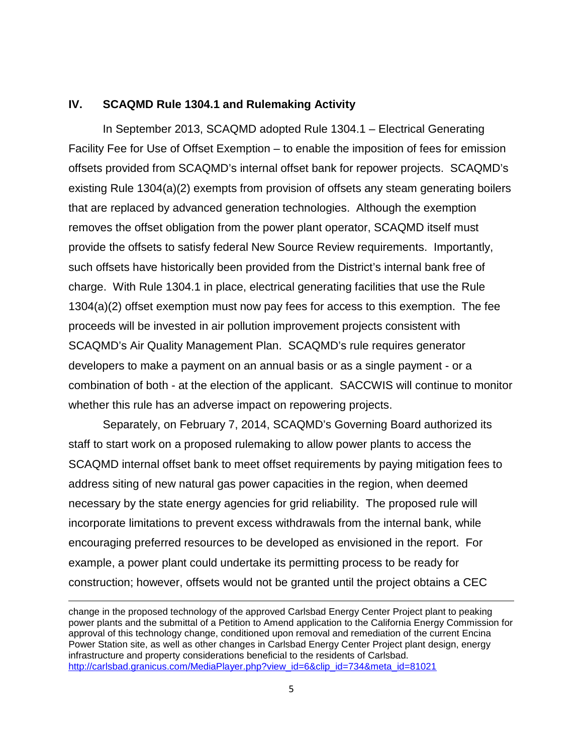## IV. SCAQMD Rule 1304.1 and Rulemaking Activity

In September 2013, SCAQMD adopted Rule 1304.1 – Electrical Generating Facility Fee for Use of Offset Exemption – to enable the imposition of fees for emission offsets provided from SCAQMD's internal offset bank for repower projects. SCAQMD's existing Rule 1304(a)(2) exempts from provision of offsets any steam generating boilers that are replaced by advanced generation technologies. Although the exemption removes the offset obligation from the power plant operator, SCAQMD itself must provide the offsets to satisfy federal New Source Review requirements. Importantly, such offsets have historically been provided from the District's internal bank free of charge. With Rule 1304.1 in place, electrical generating facilities that use the Rule 1304(a)(2) offset exemption must now pay fees for access to this exemption. The fee proceeds will be invested in air pollution improvement projects consistent with SCAQMD's Air Quality Management Plan. SCAQMD's rule requires generator developers to make a payment on an annual basis or as a single payment - or a combination of both - at the election of the applicant. SACCWIS will continue to monitor whether this rule has an adverse impact on repowering projects.

Separately, on February 7, 2014, SCAQMD's Governing Board authorized its staff to start work on a proposed rulemaking to allow power plants to access the SCAQMD internal offset bank to meet offset requirements by paying mitigation fees to address siting of new natural gas power capacities in the region, when deemed necessary by the state energy agencies for grid reliability. The proposed rule will incorporate limitations to prevent excess withdrawals from the internal bank, while encouraging preferred resources to be developed as envisioned in the report. For example, a power plant could undertake its permitting process to be ready for construction; however, offsets would not be granted until the project obtains a CEC

---

change in the proposed technology of the approved Carlsbad Energy Center Project plant to peaking power plants and the submittal of a Petition to Amend application to the California Energy Commission for approval of this technology change, conditioned upon removal and remediation of the current Encina Power Station site, as well as other changes in Carlsbad Energy Center Project plant design, energy infrastructure and property considerations beneficial to the residents of Carlsbad. http://carlsbad.granicus.com/MediaPlayer.php?view_id=6&clip_id=734&meta_id=81021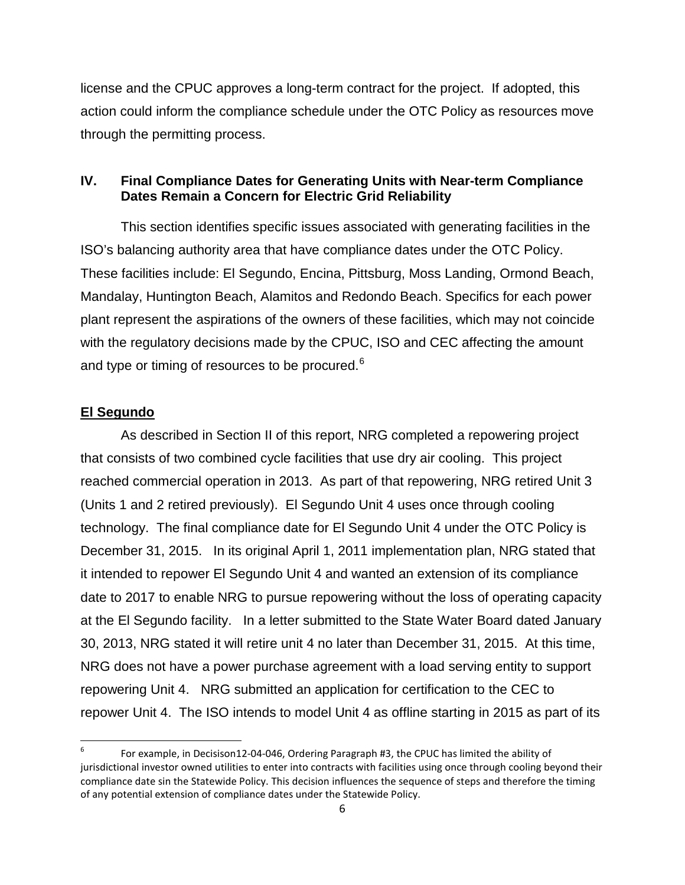license and the CPUC approves a long-term contract for the project. If adopted, this action could inform the compliance schedule under the OTC Policy as resources move through the permitting process.

## IV. Final Compliance Dates for Generating Units with Near-term Compliance Dates Remain a Concern for Electric Grid Reliability

This section identifies specific issues associated with generating facilities in the ISO's balancing authority area that have compliance dates under the OTC Policy. These facilities include: El Segundo, Encina, Pittsburg, Moss Landing, Ormond Beach, Mandalay, Huntington Beach, Alamitos and Redondo Beach. Specifics for each power plant represent the aspirations of the owners of these facilities, which may not coincide with the regulatory decisions made by the CPUC, ISO and CEC affecting the amount and type or timing of resources to be procured.[6]

### El Segundo

As described in Section II of this report, NRG completed a repowering project that consists of two combined cycle facilities that use dry air cooling. This project reached commercial operation in 2013. As part of that repowering, NRG retired Unit 3 (Units 1 and 2 retired previously). El Segundo Unit 4 uses once through cooling technology. The final compliance date for El Segundo Unit 4 under the OTC Policy is December 31, 2015. In its original April 1, 2011 implementation plan, NRG stated that it intended to repower El Segundo Unit 4 and wanted an extension of its compliance date to 2017 to enable NRG to pursue repowering without the loss of operating capacity at the El Segundo facility. In a letter submitted to the State Water Board dated January 30, 2013, NRG stated it will retire unit 4 no later than December 31, 2015. At this time, NRG does not have a power purchase agreement with a load serving entity to support repowering Unit 4. NRG submitted an application for certification to the CEC to repower Unit 4. The ISO intends to model Unit 4 as offline starting in 2015 as part of its

---

[6] For example, in Decisison12-04-046, Ordering Paragraph #3, the CPUC has limited the ability of jurisdictional investor owned utilities to enter into contracts with facilities using once through cooling beyond their compliance date sin the Statewide Policy. This decision influences the sequence of steps and therefore the timing of any potential extension of compliance dates under the Statewide Policy.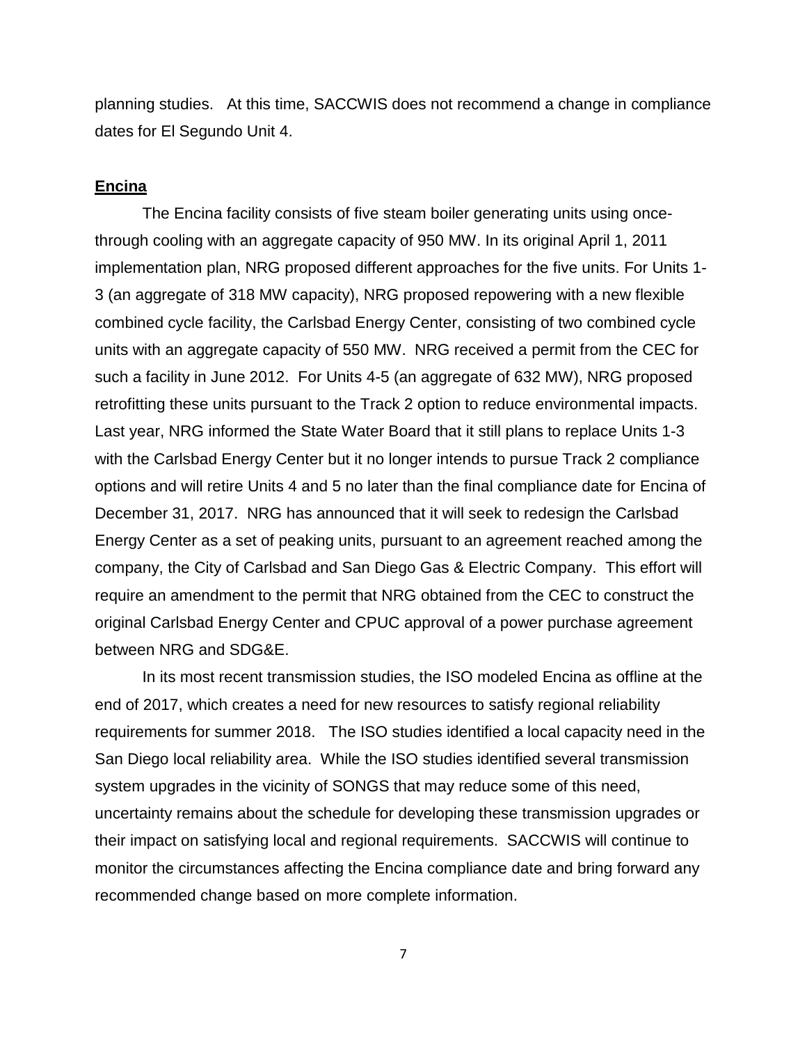planning studies. At this time, SACCWIS does not recommend a change in compliance dates for El Segundo Unit 4.

**Encina**

The Encina facility consists of five steam boiler generating units using once-through cooling with an aggregate capacity of 950 MW. In its original April 1, 2011 implementation plan, NRG proposed different approaches for the five units. For Units 1-3 (an aggregate of 318 MW capacity), NRG proposed repowering with a new flexible combined cycle facility, the Carlsbad Energy Center, consisting of two combined cycle units with an aggregate capacity of 550 MW. NRG received a permit from the CEC for such a facility in June 2012. For Units 4-5 (an aggregate of 632 MW), NRG proposed retrofitting these units pursuant to the Track 2 option to reduce environmental impacts. Last year, NRG informed the State Water Board that it still plans to replace Units 1-3 with the Carlsbad Energy Center but it no longer intends to pursue Track 2 compliance options and will retire Units 4 and 5 no later than the final compliance date for Encina of December 31, 2017. NRG has announced that it will seek to redesign the Carlsbad Energy Center as a set of peaking units, pursuant to an agreement reached among the company, the City of Carlsbad and San Diego Gas & Electric Company. This effort will require an amendment to the permit that NRG obtained from the CEC to construct the original Carlsbad Energy Center and CPUC approval of a power purchase agreement between NRG and SDG&E.

In its most recent transmission studies, the ISO modeled Encina as offline at the end of 2017, which creates a need for new resources to satisfy regional reliability requirements for summer 2018. The ISO studies identified a local capacity need in the San Diego local reliability area. While the ISO studies identified several transmission system upgrades in the vicinity of SONGS that may reduce some of this need, uncertainty remains about the schedule for developing these transmission upgrades or their impact on satisfying local and regional requirements. SACCWIS will continue to monitor the circumstances affecting the Encina compliance date and bring forward any recommended change based on more complete information.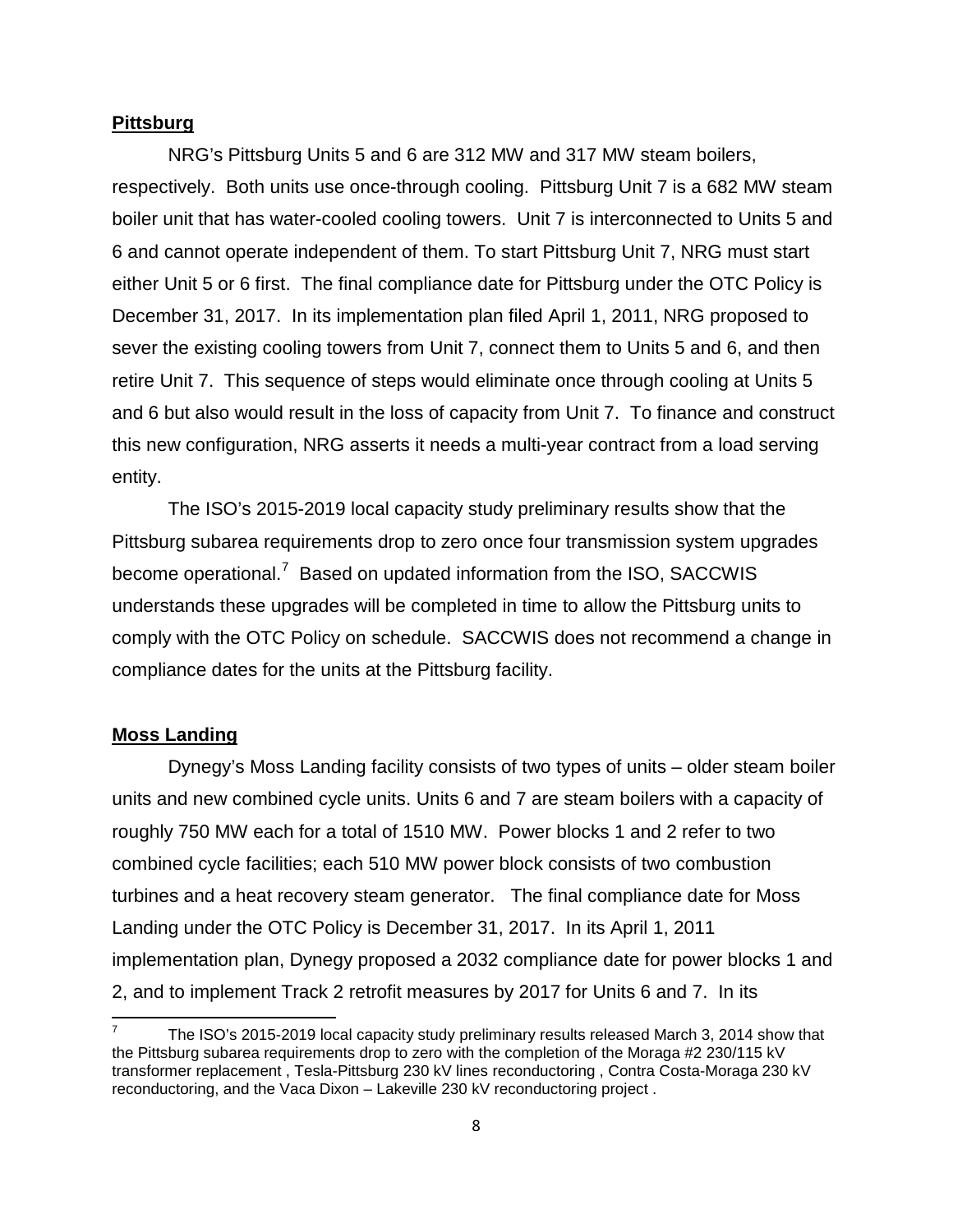**Pittsburg**

NRG's Pittsburg Units 5 and 6 are 312 MW and 317 MW steam boilers, respectively. Both units use once-through cooling. Pittsburg Unit 7 is a 682 MW steam boiler unit that has water-cooled cooling towers. Unit 7 is interconnected to Units 5 and 6 and cannot operate independent of them. To start Pittsburg Unit 7, NRG must start either Unit 5 or 6 first. The final compliance date for Pittsburg under the OTC Policy is December 31, 2017. In its implementation plan filed April 1, 2011, NRG proposed to sever the existing cooling towers from Unit 7, connect them to Units 5 and 6, and then retire Unit 7. This sequence of steps would eliminate once through cooling at Units 5 and 6 but also would result in the loss of capacity from Unit 7. To finance and construct this new configuration, NRG asserts it needs a multi-year contract from a load serving entity.

The ISO's 2015-2019 local capacity study preliminary results show that the Pittsburg subarea requirements drop to zero once four transmission system upgrades become operational.[7] Based on updated information from the ISO, SACCWIS understands these upgrades will be completed in time to allow the Pittsburg units to comply with the OTC Policy on schedule. SACCWIS does not recommend a change in compliance dates for the units at the Pittsburg facility.

**Moss Landing**

Dynegy's Moss Landing facility consists of two types of units – older steam boiler units and new combined cycle units. Units 6 and 7 are steam boilers with a capacity of roughly 750 MW each for a total of 1510 MW. Power blocks 1 and 2 refer to two combined cycle facilities; each 510 MW power block consists of two combustion turbines and a heat recovery steam generator. The final compliance date for Moss Landing under the OTC Policy is December 31, 2017. In its April 1, 2011 implementation plan, Dynegy proposed a 2032 compliance date for power blocks 1 and 2, and to implement Track 2 retrofit measures by 2017 for Units 6 and 7. In its

[7] The ISO's 2015-2019 local capacity study preliminary results released March 3, 2014 show that the Pittsburg subarea requirements drop to zero with the completion of the Moraga #2 230/115 kV transformer replacement , Tesla-Pittsburg 230 kV lines reconductoring , Contra Costa-Moraga 230 kV reconductoring, and the Vaca Dixon – Lakeville 230 kV reconductoring project .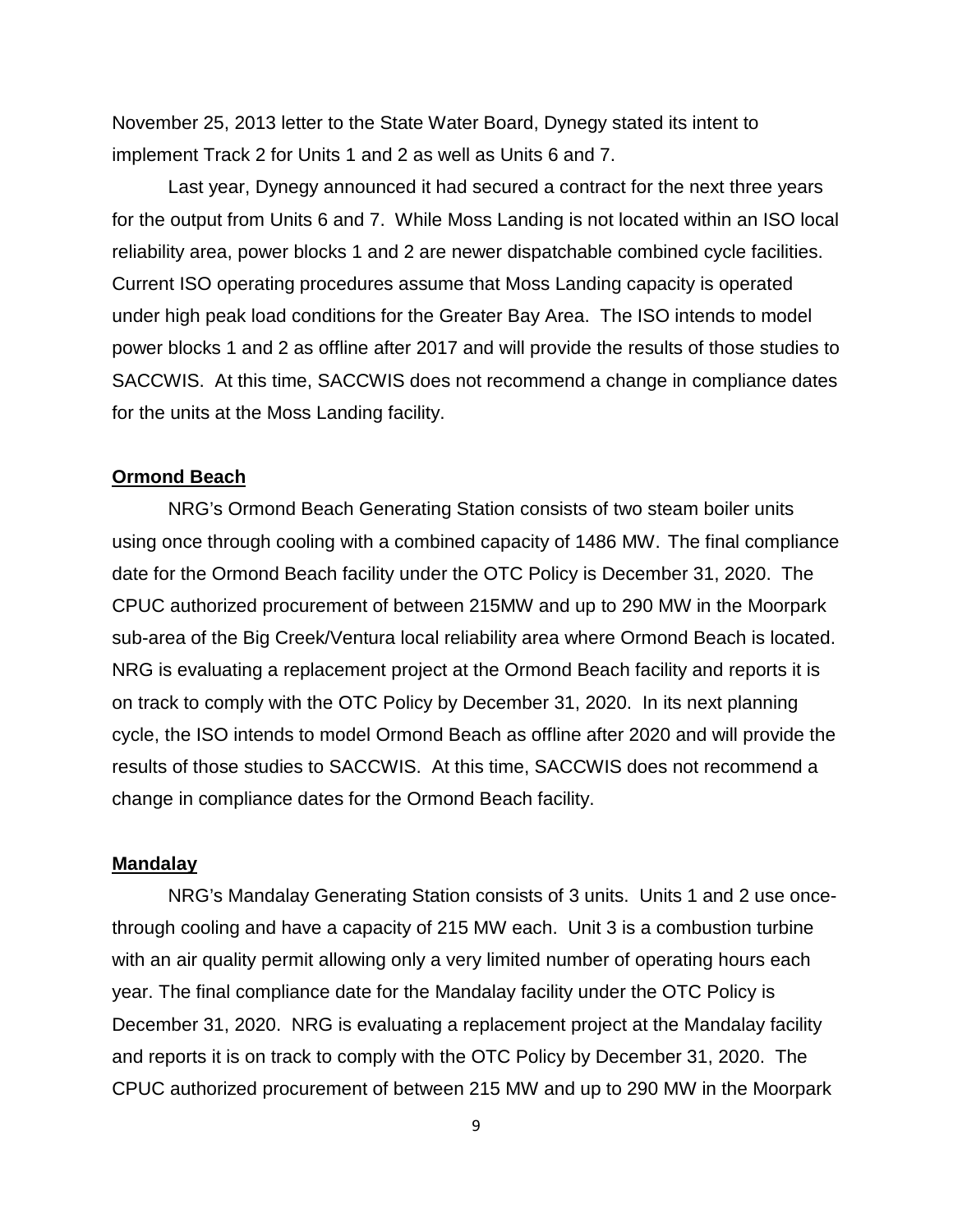November 25, 2013 letter to the State Water Board, Dynegy stated its intent to implement Track 2 for Units 1 and 2 as well as Units 6 and 7.

Last year, Dynegy announced it had secured a contract for the next three years for the output from Units 6 and 7. While Moss Landing is not located within an ISO local reliability area, power blocks 1 and 2 are newer dispatchable combined cycle facilities. Current ISO operating procedures assume that Moss Landing capacity is operated under high peak load conditions for the Greater Bay Area. The ISO intends to model power blocks 1 and 2 as offline after 2017 and will provide the results of those studies to SACCWIS. At this time, SACCWIS does not recommend a change in compliance dates for the units at the Moss Landing facility.

**Ormond Beach**

NRG's Ormond Beach Generating Station consists of two steam boiler units using once through cooling with a combined capacity of 1486 MW. The final compliance date for the Ormond Beach facility under the OTC Policy is December 31, 2020. The CPUC authorized procurement of between 215MW and up to 290 MW in the Moorpark sub-area of the Big Creek/Ventura local reliability area where Ormond Beach is located. NRG is evaluating a replacement project at the Ormond Beach facility and reports it is on track to comply with the OTC Policy by December 31, 2020. In its next planning cycle, the ISO intends to model Ormond Beach as offline after 2020 and will provide the results of those studies to SACCWIS. At this time, SACCWIS does not recommend a change in compliance dates for the Ormond Beach facility.

**Mandalay**

NRG's Mandalay Generating Station consists of 3 units. Units 1 and 2 use once-through cooling and have a capacity of 215 MW each. Unit 3 is a combustion turbine with an air quality permit allowing only a very limited number of operating hours each year. The final compliance date for the Mandalay facility under the OTC Policy is December 31, 2020. NRG is evaluating a replacement project at the Mandalay facility and reports it is on track to comply with the OTC Policy by December 31, 2020. The CPUC authorized procurement of between 215 MW and up to 290 MW in the Moorpark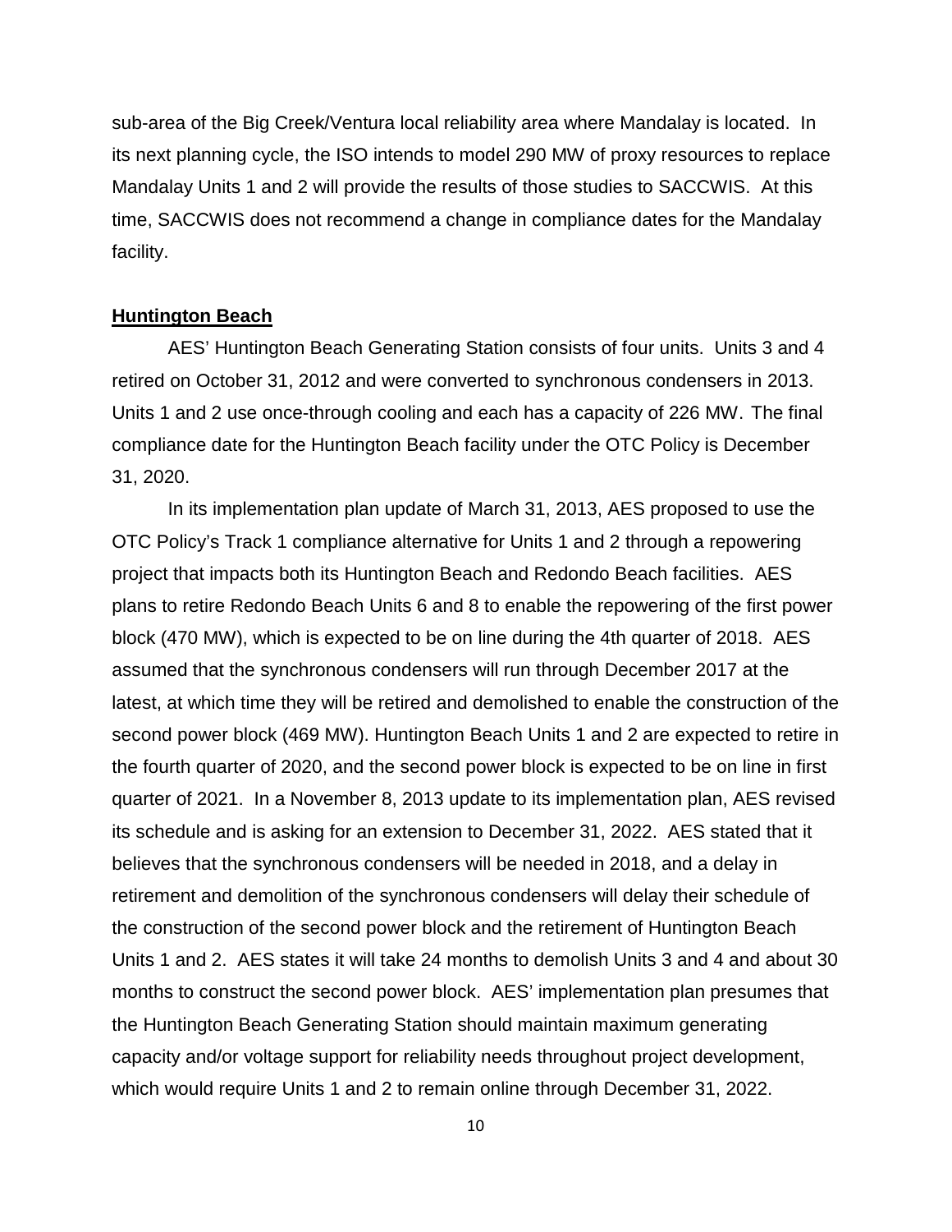sub-area of the Big Creek/Ventura local reliability area where Mandalay is located. In its next planning cycle, the ISO intends to model 290 MW of proxy resources to replace Mandalay Units 1 and 2 will provide the results of those studies to SACCWIS. At this time, SACCWIS does not recommend a change in compliance dates for the Mandalay facility.

**Huntington Beach**

AES' Huntington Beach Generating Station consists of four units. Units 3 and 4 retired on October 31, 2012 and were converted to synchronous condensers in 2013. Units 1 and 2 use once-through cooling and each has a capacity of 226 MW. The final compliance date for the Huntington Beach facility under the OTC Policy is December 31, 2020.

In its implementation plan update of March 31, 2013, AES proposed to use the OTC Policy's Track 1 compliance alternative for Units 1 and 2 through a repowering project that impacts both its Huntington Beach and Redondo Beach facilities. AES plans to retire Redondo Beach Units 6 and 8 to enable the repowering of the first power block (470 MW), which is expected to be on line during the 4th quarter of 2018. AES assumed that the synchronous condensers will run through December 2017 at the latest, at which time they will be retired and demolished to enable the construction of the second power block (469 MW). Huntington Beach Units 1 and 2 are expected to retire in the fourth quarter of 2020, and the second power block is expected to be on line in first quarter of 2021. In a November 8, 2013 update to its implementation plan, AES revised its schedule and is asking for an extension to December 31, 2022. AES stated that it believes that the synchronous condensers will be needed in 2018, and a delay in retirement and demolition of the synchronous condensers will delay their schedule of the construction of the second power block and the retirement of Huntington Beach Units 1 and 2. AES states it will take 24 months to demolish Units 3 and 4 and about 30 months to construct the second power block. AES' implementation plan presumes that the Huntington Beach Generating Station should maintain maximum generating capacity and/or voltage support for reliability needs throughout project development, which would require Units 1 and 2 to remain online through December 31, 2022.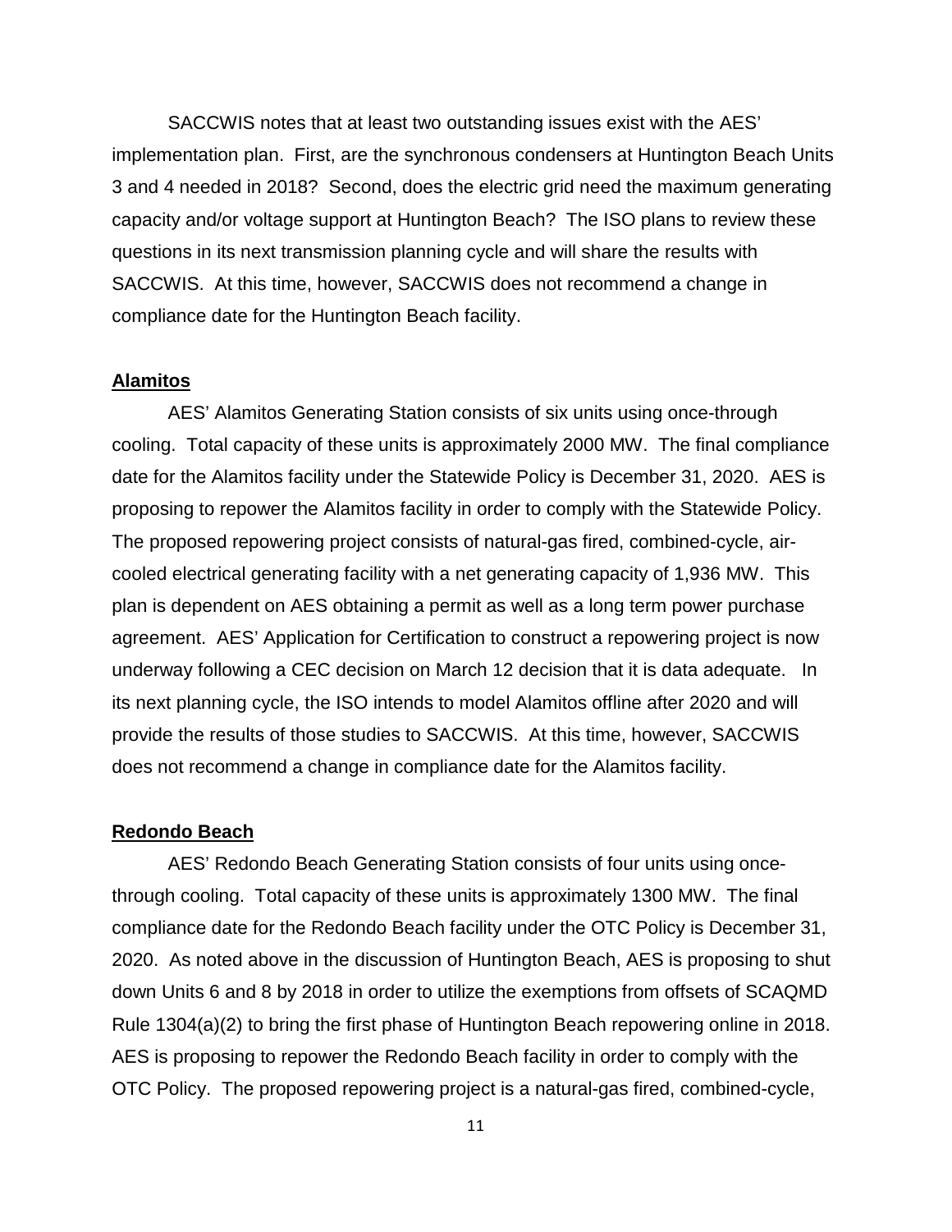SACCWIS notes that at least two outstanding issues exist with the AES' implementation plan. First, are the synchronous condensers at Huntington Beach Units 3 and 4 needed in 2018? Second, does the electric grid need the maximum generating capacity and/or voltage support at Huntington Beach? The ISO plans to review these questions in its next transmission planning cycle and will share the results with SACCWIS. At this time, however, SACCWIS does not recommend a change in compliance date for the Huntington Beach facility.

**Alamitos**

AES' Alamitos Generating Station consists of six units using once-through cooling. Total capacity of these units is approximately 2000 MW. The final compliance date for the Alamitos facility under the Statewide Policy is December 31, 2020. AES is proposing to repower the Alamitos facility in order to comply with the Statewide Policy. The proposed repowering project consists of natural-gas fired, combined-cycle, air-cooled electrical generating facility with a net generating capacity of 1,936 MW. This plan is dependent on AES obtaining a permit as well as a long term power purchase agreement. AES' Application for Certification to construct a repowering project is now underway following a CEC decision on March 12 decision that it is data adequate. In its next planning cycle, the ISO intends to model Alamitos offline after 2020 and will provide the results of those studies to SACCWIS. At this time, however, SACCWIS does not recommend a change in compliance date for the Alamitos facility.

**Redondo Beach**

AES' Redondo Beach Generating Station consists of four units using once-through cooling. Total capacity of these units is approximately 1300 MW. The final compliance date for the Redondo Beach facility under the OTC Policy is December 31, 2020. As noted above in the discussion of Huntington Beach, AES is proposing to shut down Units 6 and 8 by 2018 in order to utilize the exemptions from offsets of SCAQMD Rule 1304(a)(2) to bring the first phase of Huntington Beach repowering online in 2018. AES is proposing to repower the Redondo Beach facility in order to comply with the OTC Policy. The proposed repowering project is a natural-gas fired, combined-cycle,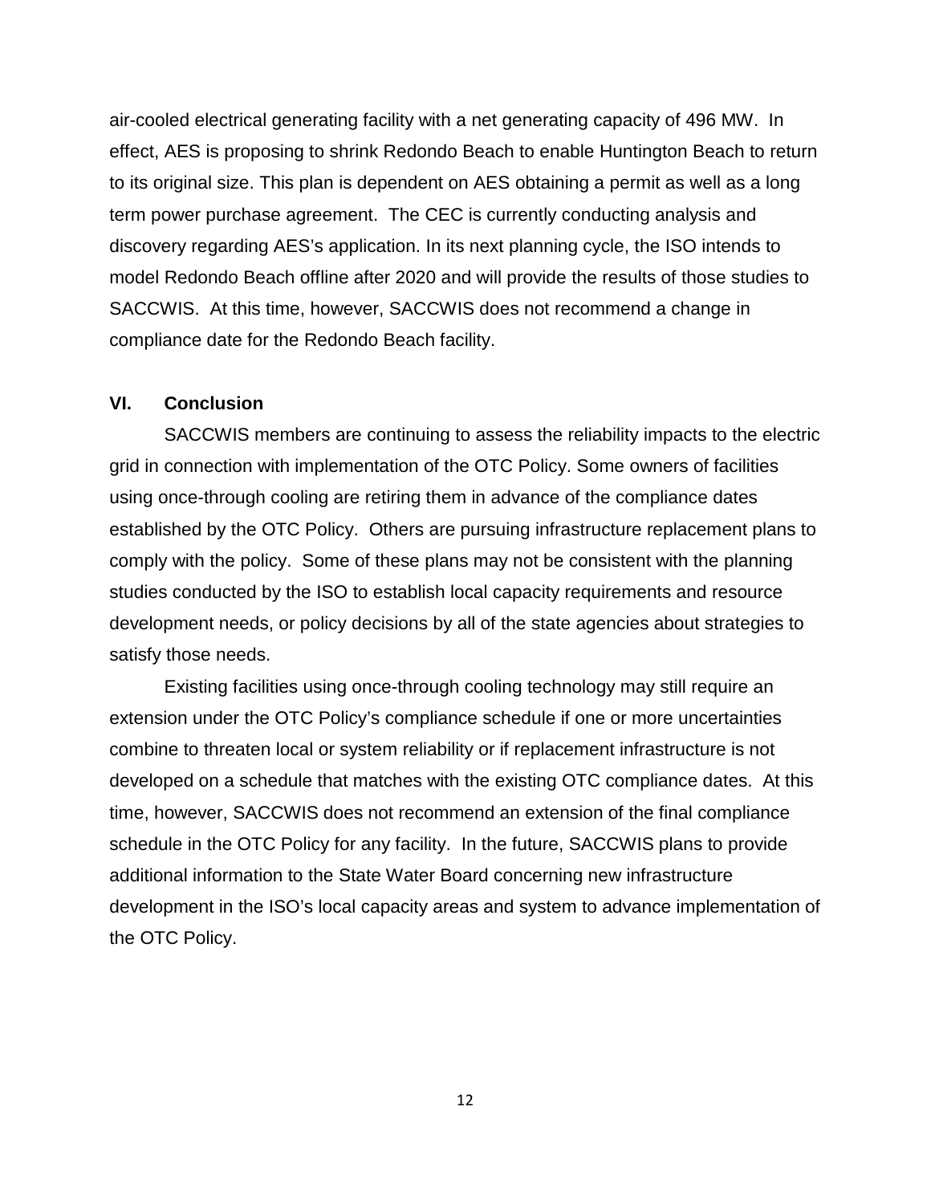air-cooled electrical generating facility with a net generating capacity of 496 MW. In effect, AES is proposing to shrink Redondo Beach to enable Huntington Beach to return to its original size. This plan is dependent on AES obtaining a permit as well as a long term power purchase agreement. The CEC is currently conducting analysis and discovery regarding AES's application. In its next planning cycle, the ISO intends to model Redondo Beach offline after 2020 and will provide the results of those studies to SACCWIS. At this time, however, SACCWIS does not recommend a change in compliance date for the Redondo Beach facility.

## VI. Conclusion

SACCWIS members are continuing to assess the reliability impacts to the electric grid in connection with implementation of the OTC Policy. Some owners of facilities using once-through cooling are retiring them in advance of the compliance dates established by the OTC Policy. Others are pursuing infrastructure replacement plans to comply with the policy. Some of these plans may not be consistent with the planning studies conducted by the ISO to establish local capacity requirements and resource development needs, or policy decisions by all of the state agencies about strategies to satisfy those needs.

Existing facilities using once-through cooling technology may still require an extension under the OTC Policy's compliance schedule if one or more uncertainties combine to threaten local or system reliability or if replacement infrastructure is not developed on a schedule that matches with the existing OTC compliance dates. At this time, however, SACCWIS does not recommend an extension of the final compliance schedule in the OTC Policy for any facility. In the future, SACCWIS plans to provide additional information to the State Water Board concerning new infrastructure development in the ISO's local capacity areas and system to advance implementation of the OTC Policy.